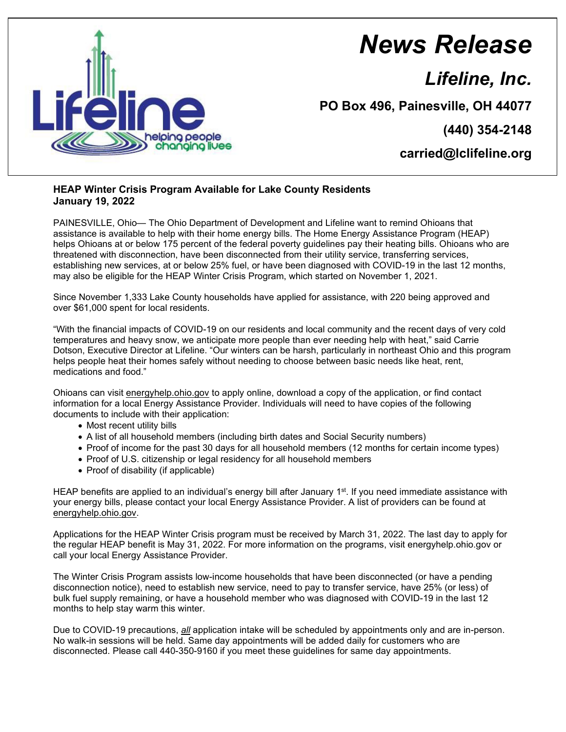# News Release

## Lifeline, Inc.

**PO Box 496, Painesville, OH 44077**

**(440) 354-2148**

**carried@lclifeline.org**

**HEAP Winter Crisis Program Available for Lake County Residents**
**January 19, 2022**

PAINESVILLE, Ohio— The Ohio Department of Development and Lifeline want to remind Ohioans that assistance is available to help with their home energy bills. The Home Energy Assistance Program (HEAP) helps Ohioans at or below 175 percent of the federal poverty guidelines pay their heating bills. Ohioans who are threatened with disconnection, have been disconnected from their utility service, transferring services, establishing new services, at or below 25% fuel, or have been diagnosed with COVID-19 in the last 12 months, may also be eligible for the HEAP Winter Crisis Program, which started on November 1, 2021.

Since November 1,333 Lake County households have applied for assistance, with 220 being approved and over $61,000 spent for local residents.

"With the financial impacts of COVID-19 on our residents and local community and the recent days of very cold temperatures and heavy snow, we anticipate more people than ever needing help with heat," said Carrie Dotson, Executive Director at Lifeline. "Our winters can be harsh, particularly in northeast Ohio and this program helps people heat their homes safely without needing to choose between basic needs like heat, rent, medications and food."

Ohioans can visit energyhelp.ohio.gov to apply online, download a copy of the application, or find contact information for a local Energy Assistance Provider. Individuals will need to have copies of the following documents to include with their application:

- Most recent utility bills
- A list of all household members (including birth dates and Social Security numbers)
- Proof of income for the past 30 days for all household members (12 months for certain income types)
- Proof of U.S. citizenship or legal residency for all household members
- Proof of disability (if applicable)

HEAP benefits are applied to an individual's energy bill after January 1st. If you need immediate assistance with your energy bills, please contact your local Energy Assistance Provider. A list of providers can be found at energyhelp.ohio.gov.

Applications for the HEAP Winter Crisis program must be received by March 31, 2022. The last day to apply for the regular HEAP benefit is May 31, 2022. For more information on the programs, visit energyhelp.ohio.gov or call your local Energy Assistance Provider.

The Winter Crisis Program assists low-income households that have been disconnected (or have a pending disconnection notice), need to establish new service, need to pay to transfer service, have 25% (or less) of bulk fuel supply remaining, or have a household member who was diagnosed with COVID-19 in the last 12 months to help stay warm this winter.

Due to COVID-19 precautions, ***all*** application intake will be scheduled by appointments only and are in-person. No walk-in sessions will be held. Same day appointments will be added daily for customers who are disconnected. Please call 440-350-9160 if you meet these guidelines for same day appointments.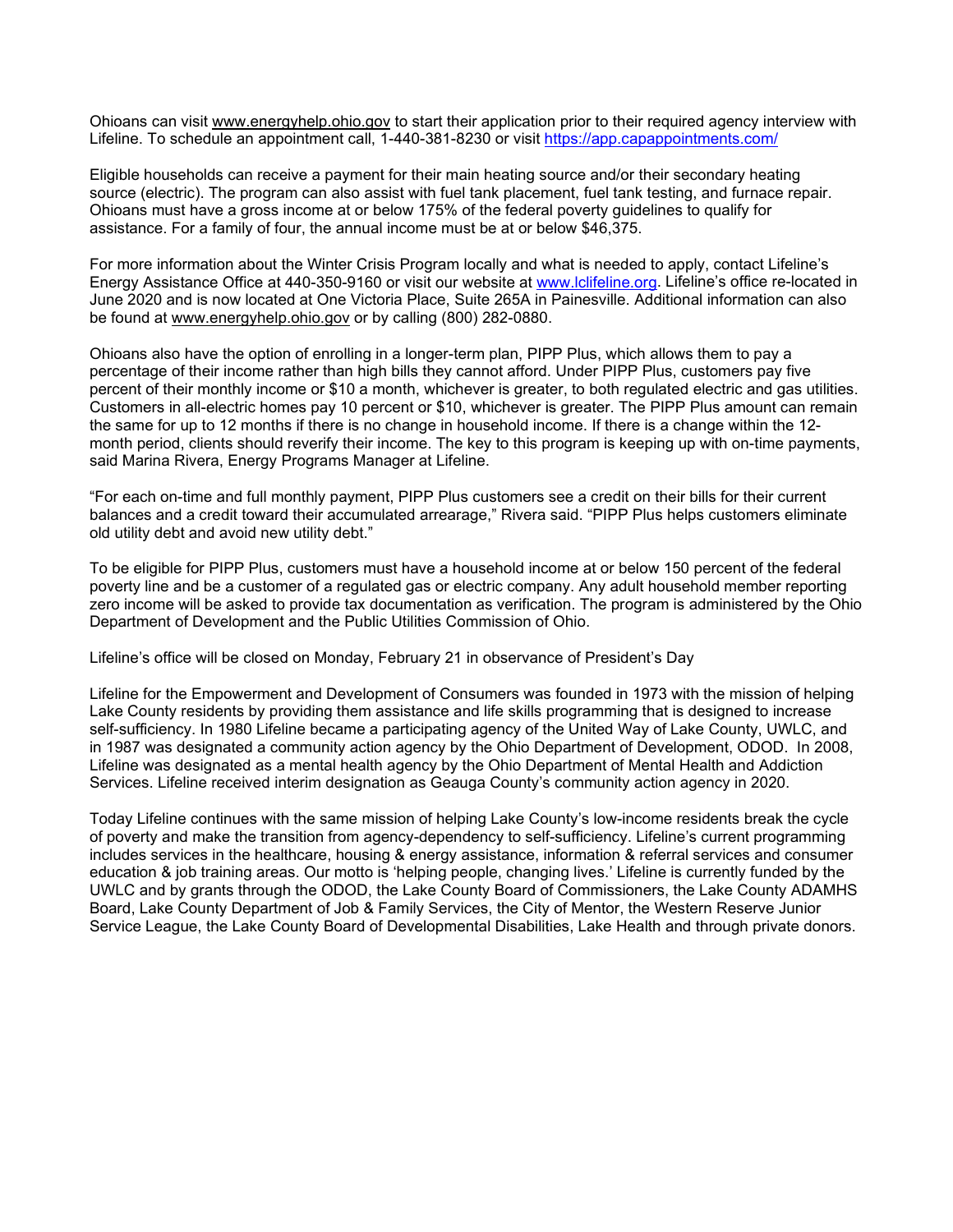Ohioans can visit www.energyhelp.ohio.gov to start their application prior to their required agency interview with Lifeline. To schedule an appointment call, 1-440-381-8230 or visit https://app.capappointments.com/

Eligible households can receive a payment for their main heating source and/or their secondary heating source (electric). The program can also assist with fuel tank placement, fuel tank testing, and furnace repair. Ohioans must have a gross income at or below 175% of the federal poverty guidelines to qualify for assistance. For a family of four, the annual income must be at or below $46,375.

For more information about the Winter Crisis Program locally and what is needed to apply, contact Lifeline's Energy Assistance Office at 440-350-9160 or visit our website at www.lclifeline.org. Lifeline's office re-located in June 2020 and is now located at One Victoria Place, Suite 265A in Painesville. Additional information can also be found at www.energyhelp.ohio.gov or by calling (800) 282-0880.

Ohioans also have the option of enrolling in a longer-term plan, PIPP Plus, which allows them to pay a percentage of their income rather than high bills they cannot afford. Under PIPP Plus, customers pay five percent of their monthly income or $10 a month, whichever is greater, to both regulated electric and gas utilities. Customers in all-electric homes pay 10 percent or $10, whichever is greater. The PIPP Plus amount can remain the same for up to 12 months if there is no change in household income. If there is a change within the 12-month period, clients should reverify their income. The key to this program is keeping up with on-time payments, said Marina Rivera, Energy Programs Manager at Lifeline.

"For each on-time and full monthly payment, PIPP Plus customers see a credit on their bills for their current balances and a credit toward their accumulated arrearage," Rivera said. "PIPP Plus helps customers eliminate old utility debt and avoid new utility debt."

To be eligible for PIPP Plus, customers must have a household income at or below 150 percent of the federal poverty line and be a customer of a regulated gas or electric company. Any adult household member reporting zero income will be asked to provide tax documentation as verification. The program is administered by the Ohio Department of Development and the Public Utilities Commission of Ohio.

Lifeline's office will be closed on Monday, February 21 in observance of President's Day

Lifeline for the Empowerment and Development of Consumers was founded in 1973 with the mission of helping Lake County residents by providing them assistance and life skills programming that is designed to increase self-sufficiency. In 1980 Lifeline became a participating agency of the United Way of Lake County, UWLC, and in 1987 was designated a community action agency by the Ohio Department of Development, ODOD. In 2008, Lifeline was designated as a mental health agency by the Ohio Department of Mental Health and Addiction Services. Lifeline received interim designation as Geauga County's community action agency in 2020.

Today Lifeline continues with the same mission of helping Lake County's low-income residents break the cycle of poverty and make the transition from agency-dependency to self-sufficiency. Lifeline's current programming includes services in the healthcare, housing & energy assistance, information & referral services and consumer education & job training areas. Our motto is 'helping people, changing lives.' Lifeline is currently funded by the UWLC and by grants through the ODOD, the Lake County Board of Commissioners, the Lake County ADAMHS Board, Lake County Department of Job & Family Services, the City of Mentor, the Western Reserve Junior Service League, the Lake County Board of Developmental Disabilities, Lake Health and through private donors.